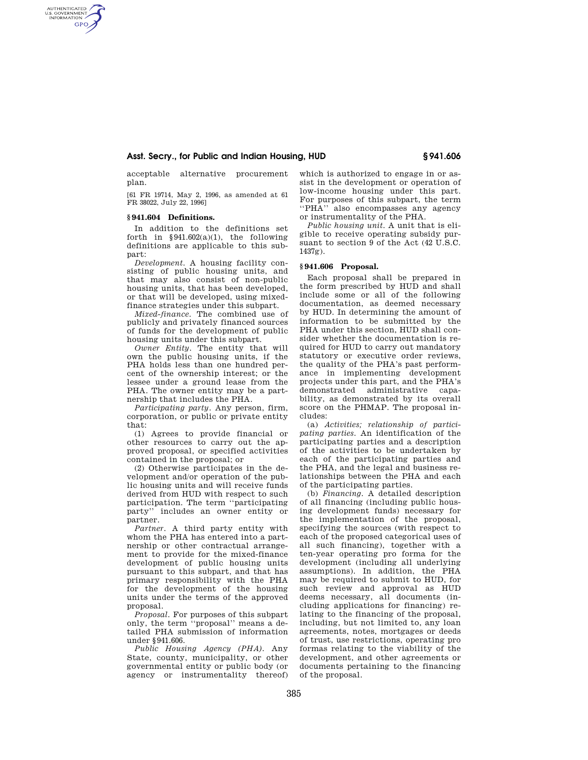acceptable alternative procurement plan.

[61 FR 19714, May 2, 1996, as amended at 61 FR 38022, July 22, 1996]

### § 941.604 Definitions.

In addition to the definitions set forth in §941.602(a)(1), the following definitions are applicable to this subpart:

*Development.* A housing facility consisting of public housing units, and that may also consist of non-public housing units, that has been developed, or that will be developed, using mixed-finance strategies under this subpart.

*Mixed-finance.* The combined use of publicly and privately financed sources of funds for the development of public housing units under this subpart.

*Owner Entity.* The entity that will own the public housing units, if the PHA holds less than one hundred percent of the ownership interest; or the lessee under a ground lease from the PHA. The owner entity may be a partnership that includes the PHA.

*Participating party.* Any person, firm, corporation, or public or private entity that:

(1) Agrees to provide financial or other resources to carry out the approved proposal, or specified activities contained in the proposal; or

(2) Otherwise participates in the development and/or operation of the public housing units and will receive funds derived from HUD with respect to such participation. The term ''participating party'' includes an owner entity or partner.

*Partner.* A third party entity with whom the PHA has entered into a partnership or other contractual arrangement to provide for the mixed-finance development of public housing units pursuant to this subpart, and that has primary responsibility with the PHA for the development of the housing units under the terms of the approved proposal.

*Proposal.* For purposes of this subpart only, the term ''proposal'' means a detailed PHA submission of information under §941.606.

*Public Housing Agency (PHA).* Any State, county, municipality, or other governmental entity or public body (or agency or instrumentality thereof) which is authorized to engage in or assist in the development or operation of low-income housing under this part. For purposes of this subpart, the term ''PHA'' also encompasses any agency or instrumentality of the PHA.

*Public housing unit.* A unit that is eligible to receive operating subsidy pursuant to section 9 of the Act (42 U.S.C. 1437g).

### § 941.606 Proposal.

Each proposal shall be prepared in the form prescribed by HUD and shall include some or all of the following documentation, as deemed necessary by HUD. In determining the amount of information to be submitted by the PHA under this section, HUD shall consider whether the documentation is required for HUD to carry out mandatory statutory or executive order reviews, the quality of the PHA's past performance in implementing development projects under this part, and the PHA's demonstrated administrative capability, as demonstrated by its overall score on the PHMAP. The proposal includes:

(a) *Activities; relationship of participating parties.* An identification of the participating parties and a description of the activities to be undertaken by each of the participating parties and the PHA, and the legal and business relationships between the PHA and each of the participating parties.

(b) *Financing.* A detailed description of all financing (including public housing development funds) necessary for the implementation of the proposal, specifying the sources (with respect to each of the proposed categorical uses of all such financing), together with a ten-year operating pro forma for the development (including all underlying assumptions). In addition, the PHA may be required to submit to HUD, for such review and approval as HUD deems necessary, all documents (including applications for financing) relating to the financing of the proposal, including, but not limited to, any loan agreements, notes, mortgages or deeds of trust, use restrictions, operating pro formas relating to the viability of the development, and other agreements or documents pertaining to the financing of the proposal.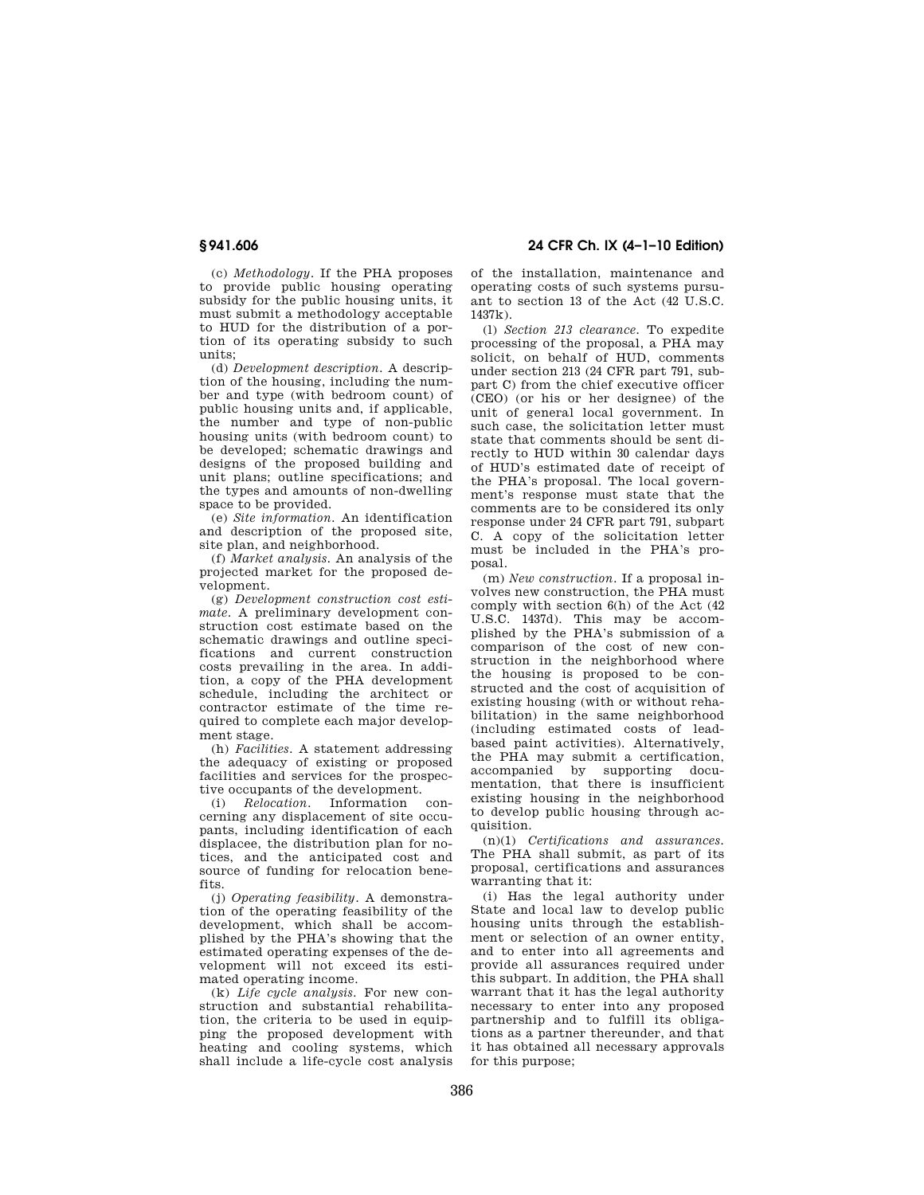(c) *Methodology.* If the PHA proposes to provide public housing operating subsidy for the public housing units, it must submit a methodology acceptable to HUD for the distribution of a portion of its operating subsidy to such units;

(d) *Development description.* A description of the housing, including the number and type (with bedroom count) of public housing units and, if applicable, the number and type of non-public housing units (with bedroom count) to be developed; schematic drawings and designs of the proposed building and unit plans; outline specifications; and the types and amounts of non-dwelling space to be provided.

(e) *Site information.* An identification and description of the proposed site, site plan, and neighborhood.

(f) *Market analysis.* An analysis of the projected market for the proposed development.

(g) *Development construction cost estimate.* A preliminary development construction cost estimate based on the schematic drawings and outline specifications and current construction costs prevailing in the area. In addition, a copy of the PHA development schedule, including the architect or contractor estimate of the time required to complete each major development stage.

(h) *Facilities.* A statement addressing the adequacy of existing or proposed facilities and services for the prospective occupants of the development.

(i) *Relocation.* Information concerning any displacement of site occupants, including identification of each displacee, the distribution plan for notices, and the anticipated cost and source of funding for relocation benefits.

(j) *Operating feasibility.* A demonstration of the operating feasibility of the development, which shall be accomplished by the PHA's showing that the estimated operating expenses of the development will not exceed its estimated operating income.

(k) *Life cycle analysis.* For new construction and substantial rehabilitation, the criteria to be used in equipping the proposed development with heating and cooling systems, which shall include a life-cycle cost analysis of the installation, maintenance and operating costs of such systems pursuant to section 13 of the Act (42 U.S.C. 1437k).

(l) *Section 213 clearance.* To expedite processing of the proposal, a PHA may solicit, on behalf of HUD, comments under section 213 (24 CFR part 791, subpart C) from the chief executive officer (CEO) (or his or her designee) of the unit of general local government. In such case, the solicitation letter must state that comments should be sent directly to HUD within 30 calendar days of HUD's estimated date of receipt of the PHA's proposal. The local government's response must state that the comments are to be considered its only response under 24 CFR part 791, subpart C. A copy of the solicitation letter must be included in the PHA's proposal.

(m) *New construction.* If a proposal involves new construction, the PHA must comply with section 6(h) of the Act (42 U.S.C. 1437d). This may be accomplished by the PHA's submission of a comparison of the cost of new construction in the neighborhood where the housing is proposed to be constructed and the cost of acquisition of existing housing (with or without rehabilitation) in the same neighborhood (including estimated costs of lead-based paint activities). Alternatively, the PHA may submit a certification, accompanied by supporting documentation, that there is insufficient existing housing in the neighborhood to develop public housing through acquisition.

(n)(1) *Certifications and assurances.* The PHA shall submit, as part of its proposal, certifications and assurances warranting that it:

(i) Has the legal authority under State and local law to develop public housing units through the establishment or selection of an owner entity, and to enter into all agreements and provide all assurances required under this subpart. In addition, the PHA shall warrant that it has the legal authority necessary to enter into any proposed partnership and to fulfill its obligations as a partner thereunder, and that it has obtained all necessary approvals for this purpose;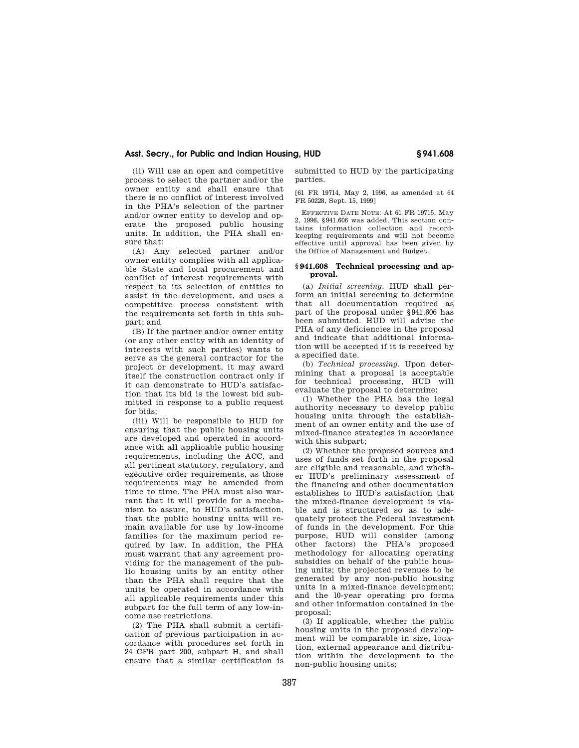(ii) Will use an open and competitive process to select the partner and/or the owner entity and shall ensure that there is no conflict of interest involved in the PHA's selection of the partner and/or owner entity to develop and operate the proposed public housing units. In addition, the PHA shall ensure that:

(A) Any selected partner and/or owner entity complies with all applicable State and local procurement and conflict of interest requirements with respect to its selection of entities to assist in the development, and uses a competitive process consistent with the requirements set forth in this subpart; and

(B) If the partner and/or owner entity (or any other entity with an identity of interests with such parties) wants to serve as the general contractor for the project or development, it may award itself the construction contract only if it can demonstrate to HUD's satisfaction that its bid is the lowest bid submitted in response to a public request for bids;

(iii) Will be responsible to HUD for ensuring that the public housing units are developed and operated in accordance with all applicable public housing requirements, including the ACC, and all pertinent statutory, regulatory, and executive order requirements, as those requirements may be amended from time to time. The PHA must also warrant that it will provide for a mechanism to assure, to HUD's satisfaction, that the public housing units will remain available for use by low-income families for the maximum period required by law. In addition, the PHA must warrant that any agreement providing for the management of the public housing units by an entity other than the PHA shall require that the units be operated in accordance with all applicable requirements under this subpart for the full term of any low-income use restrictions.

(2) The PHA shall submit a certification of previous participation in accordance with procedures set forth in 24 CFR part 200, subpart H, and shall ensure that a similar certification is submitted to HUD by the participating parties.

[61 FR 19714, May 2, 1996, as amended at 64 FR 50228, Sept. 15, 1999]

EFFECTIVE DATE NOTE: At 61 FR 19715, May 2, 1996, §941.606 was added. This section contains information collection and recordkeeping requirements and will not become effective until approval has been given by the Office of Management and Budget.

## § 941.608 Technical processing and approval.

(a) *Initial screening.* HUD shall perform an initial screening to determine that all documentation required as part of the proposal under §941.606 has been submitted. HUD will advise the PHA of any deficiencies in the proposal and indicate that additional information will be accepted if it is received by a specified date.

(b) *Technical processing.* Upon determining that a proposal is acceptable for technical processing, HUD will evaluate the proposal to determine:

(1) Whether the PHA has the legal authority necessary to develop public housing units through the establishment of an owner entity and the use of mixed-finance strategies in accordance with this subpart;

(2) Whether the proposed sources and uses of funds set forth in the proposal are eligible and reasonable, and whether HUD's preliminary assessment of the financing and other documentation establishes to HUD's satisfaction that the mixed-finance development is viable and is structured so as to adequately protect the Federal investment of funds in the development. For this purpose, HUD will consider (among other factors) the PHA's proposed methodology for allocating operating subsidies on behalf of the public housing units; the projected revenues to be generated by any non-public housing units in a mixed-finance development; and the 10-year operating pro forma and other information contained in the proposal;

(3) If applicable, whether the public housing units in the proposed development will be comparable in size, location, external appearance and distribution within the development to the non-public housing units;